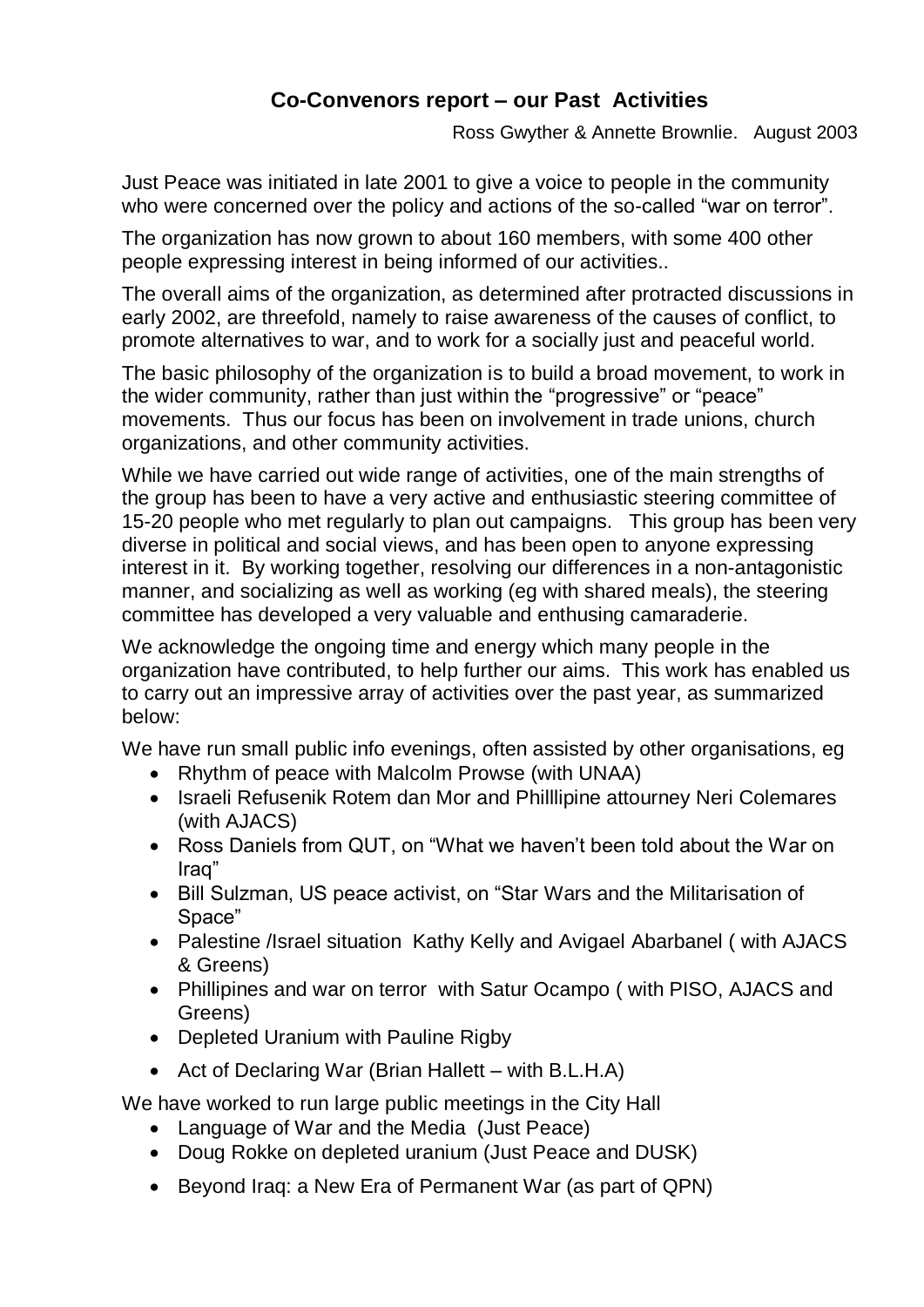## Co-Convenors report – our Past Activities

Ross Gwyther & Annette Brownlie. August 2003

Just Peace was initiated in late 2001 to give a voice to people in the community who were concerned over the policy and actions of the so-called "war on terror".

The organization has now grown to about 160 members, with some 400 other people expressing interest in being informed of our activities..

The overall aims of the organization, as determined after protracted discussions in early 2002, are threefold, namely to raise awareness of the causes of conflict, to promote alternatives to war, and to work for a socially just and peaceful world.

The basic philosophy of the organization is to build a broad movement, to work in the wider community, rather than just within the "progressive" or "peace" movements. Thus our focus has been on involvement in trade unions, church organizations, and other community activities.

While we have carried out wide range of activities, one of the main strengths of the group has been to have a very active and enthusiastic steering committee of 15-20 people who met regularly to plan out campaigns. This group has been very diverse in political and social views, and has been open to anyone expressing interest in it. By working together, resolving our differences in a non-antagonistic manner, and socializing as well as working (eg with shared meals), the steering committee has developed a very valuable and enthusing camaraderie.

We acknowledge the ongoing time and energy which many people in the organization have contributed, to help further our aims. This work has enabled us to carry out an impressive array of activities over the past year, as summarized below:

We have run small public info evenings, often assisted by other organisations, eg

- Rhythm of peace with Malcolm Prowse (with UNAA)
- Israeli Refusenik Rotem dan Mor and Philllipine attourney Neri Colemares (with AJACS)
- Ross Daniels from QUT, on "What we haven't been told about the War on Iraq"
- Bill Sulzman, US peace activist, on "Star Wars and the Militarisation of Space"
- Palestine /Israel situation Kathy Kelly and Avigael Abarbanel ( with AJACS & Greens)
- Phillipines and war on terror with Satur Ocampo ( with PISO, AJACS and Greens)
- Depleted Uranium with Pauline Rigby
- Act of Declaring War (Brian Hallett – with B.L.H.A)

We have worked to run large public meetings in the City Hall

- Language of War and the Media (Just Peace)
- Doug Rokke on depleted uranium (Just Peace and DUSK)
- Beyond Iraq: a New Era of Permanent War (as part of QPN)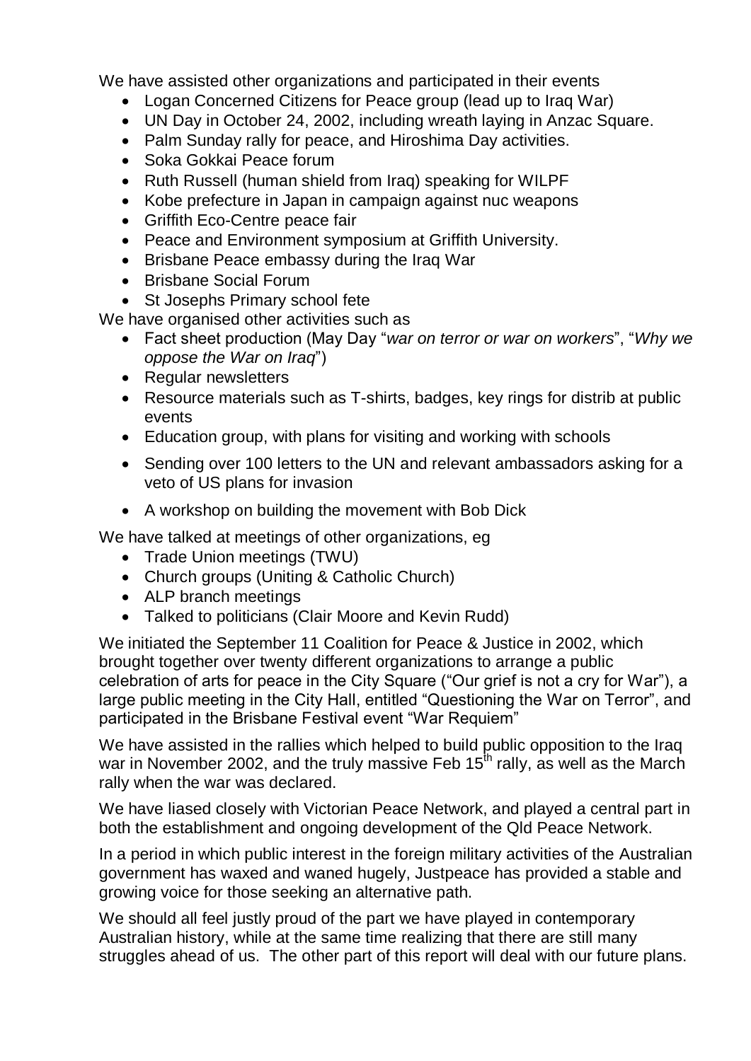We have assisted other organizations and participated in their events

- Logan Concerned Citizens for Peace group (lead up to Iraq War)
- UN Day in October 24, 2002, including wreath laying in Anzac Square.
- Palm Sunday rally for peace, and Hiroshima Day activities.
- Soka Gokkai Peace forum
- Ruth Russell (human shield from Iraq) speaking for WILPF
- Kobe prefecture in Japan in campaign against nuc weapons
- Griffith Eco-Centre peace fair
- Peace and Environment symposium at Griffith University.
- Brisbane Peace embassy during the Iraq War
- Brisbane Social Forum
- St Josephs Primary school fete

We have organised other activities such as

- Fact sheet production (May Day "*war on terror or war on workers*", "*Why we oppose the War on Iraq*")
- Regular newsletters
- Resource materials such as T-shirts, badges, key rings for distrib at public events
- Education group, with plans for visiting and working with schools
- Sending over 100 letters to the UN and relevant ambassadors asking for a veto of US plans for invasion
- A workshop on building the movement with Bob Dick

We have talked at meetings of other organizations, eg

- Trade Union meetings (TWU)
- Church groups (Uniting & Catholic Church)
- ALP branch meetings
- Talked to politicians (Clair Moore and Kevin Rudd)

We initiated the September 11 Coalition for Peace & Justice in 2002, which brought together over twenty different organizations to arrange a public celebration of arts for peace in the City Square ("Our grief is not a cry for War"), a large public meeting in the City Hall, entitled "Questioning the War on Terror", and participated in the Brisbane Festival event "War Requiem"

We have assisted in the rallies which helped to build public opposition to the Iraq war in November 2002, and the truly massive Feb 15th rally, as well as the March rally when the war was declared.

We have liased closely with Victorian Peace Network, and played a central part in both the establishment and ongoing development of the Qld Peace Network.

In a period in which public interest in the foreign military activities of the Australian government has waxed and waned hugely, Justpeace has provided a stable and growing voice for those seeking an alternative path.

We should all feel justly proud of the part we have played in contemporary Australian history, while at the same time realizing that there are still many struggles ahead of us. The other part of this report will deal with our future plans.